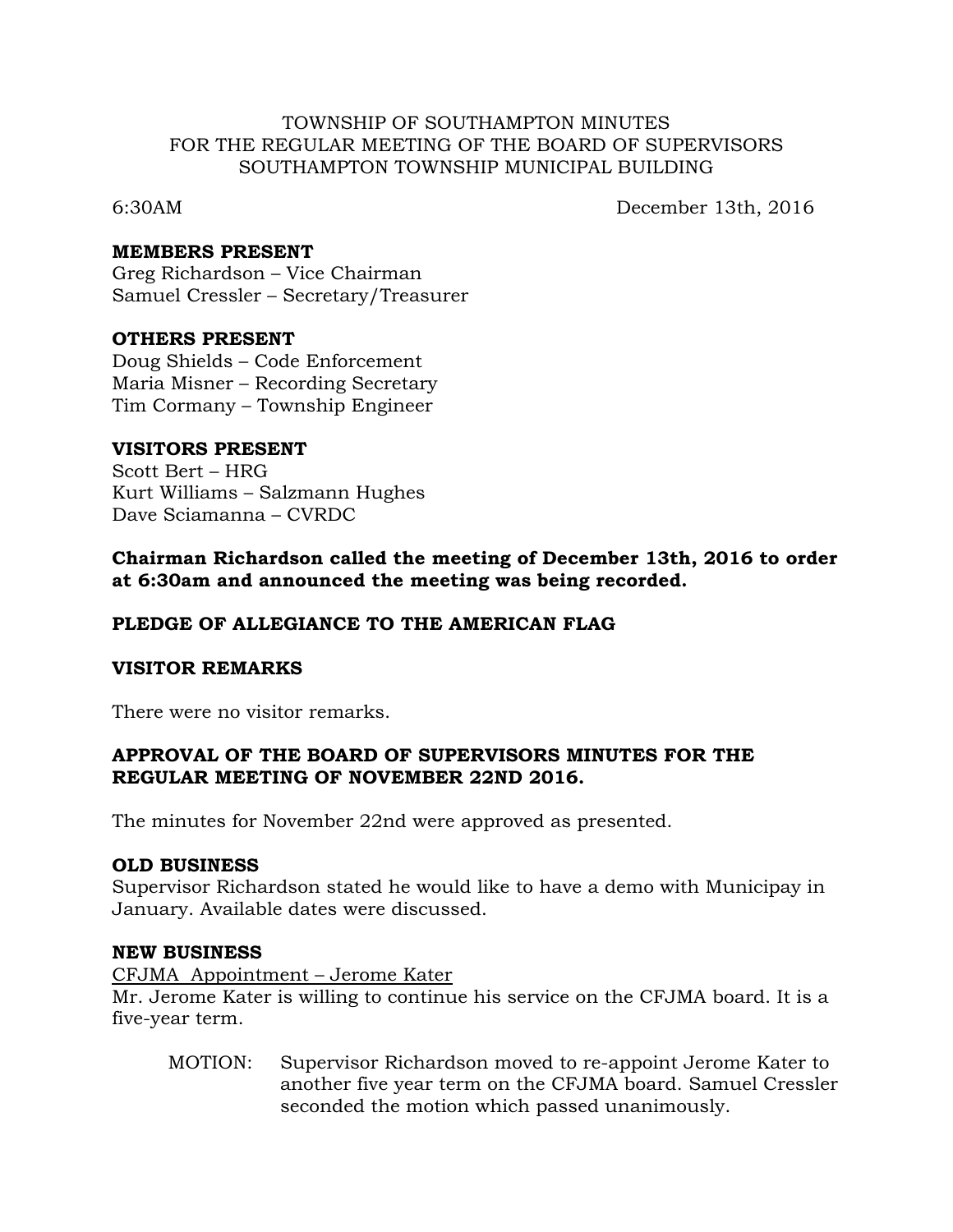TOWNSHIP OF SOUTHAMPTON MINUTES
FOR THE REGULAR MEETING OF THE BOARD OF SUPERVISORS
SOUTHAMPTON TOWNSHIP MUNICIPAL BUILDING

6:30AM December 13th, 2016

**MEMBERS PRESENT**
Greg Richardson – Vice Chairman
Samuel Cressler – Secretary/Treasurer

**OTHERS PRESENT**
Doug Shields – Code Enforcement
Maria Misner – Recording Secretary
Tim Cormany – Township Engineer

**VISITORS PRESENT**
Scott Bert – HRG
Kurt Williams – Salzmann Hughes
Dave Sciamanna – CVRDC

**Chairman Richardson called the meeting of December 13th, 2016 to order at 6:30am and announced the meeting was being recorded.**

**PLEDGE OF ALLEGIANCE TO THE AMERICAN FLAG**

**VISITOR REMARKS**

There were no visitor remarks.

**APPROVAL OF THE BOARD OF SUPERVISORS MINUTES FOR THE REGULAR MEETING OF NOVEMBER 22ND 2016.**

The minutes for November 22nd were approved as presented.

**OLD BUSINESS**
Supervisor Richardson stated he would like to have a demo with Municipay in January. Available dates were discussed.

**NEW BUSINESS**
<u>CFJMA Appointment – Jerome Kater</u>
Mr. Jerome Kater is willing to continue his service on the CFJMA board. It is a five-year term.

MOTION: Supervisor Richardson moved to re-appoint Jerome Kater to another five year term on the CFJMA board. Samuel Cressler seconded the motion which passed unanimously.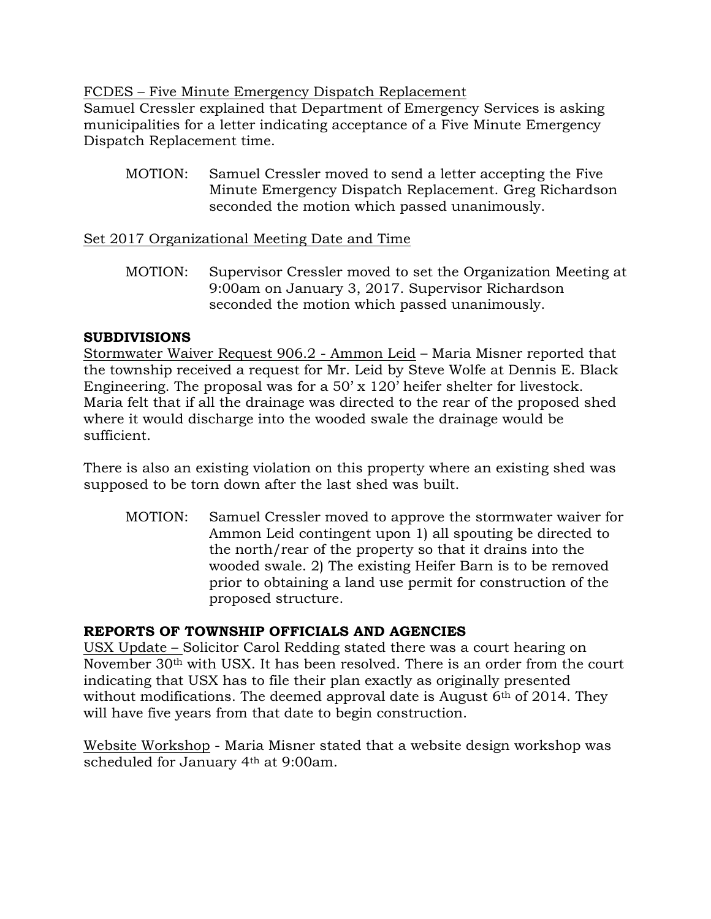FCDES – Five Minute Emergency Dispatch Replacement

Samuel Cressler explained that Department of Emergency Services is asking municipalities for a letter indicating acceptance of a Five Minute Emergency Dispatch Replacement time.

> MOTION: Samuel Cressler moved to send a letter accepting the Five Minute Emergency Dispatch Replacement. Greg Richardson seconded the motion which passed unanimously.

Set 2017 Organizational Meeting Date and Time

> MOTION: Supervisor Cressler moved to set the Organization Meeting at 9:00am on January 3, 2017. Supervisor Richardson seconded the motion which passed unanimously.

**SUBDIVISIONS**

Stormwater Waiver Request 906.2 - Ammon Leid – Maria Misner reported that the township received a request for Mr. Leid by Steve Wolfe at Dennis E. Black Engineering. The proposal was for a 50' x 120' heifer shelter for livestock. Maria felt that if all the drainage was directed to the rear of the proposed shed where it would discharge into the wooded swale the drainage would be sufficient.

There is also an existing violation on this property where an existing shed was supposed to be torn down after the last shed was built.

> MOTION: Samuel Cressler moved to approve the stormwater waiver for Ammon Leid contingent upon 1) all spouting be directed to the north/rear of the property so that it drains into the wooded swale. 2) The existing Heifer Barn is to be removed prior to obtaining a land use permit for construction of the proposed structure.

**REPORTS OF TOWNSHIP OFFICIALS AND AGENCIES**

USX Update – Solicitor Carol Redding stated there was a court hearing on November 30th with USX. It has been resolved. There is an order from the court indicating that USX has to file their plan exactly as originally presented without modifications. The deemed approval date is August 6th of 2014. They will have five years from that date to begin construction.

Website Workshop - Maria Misner stated that a website design workshop was scheduled for January 4th at 9:00am.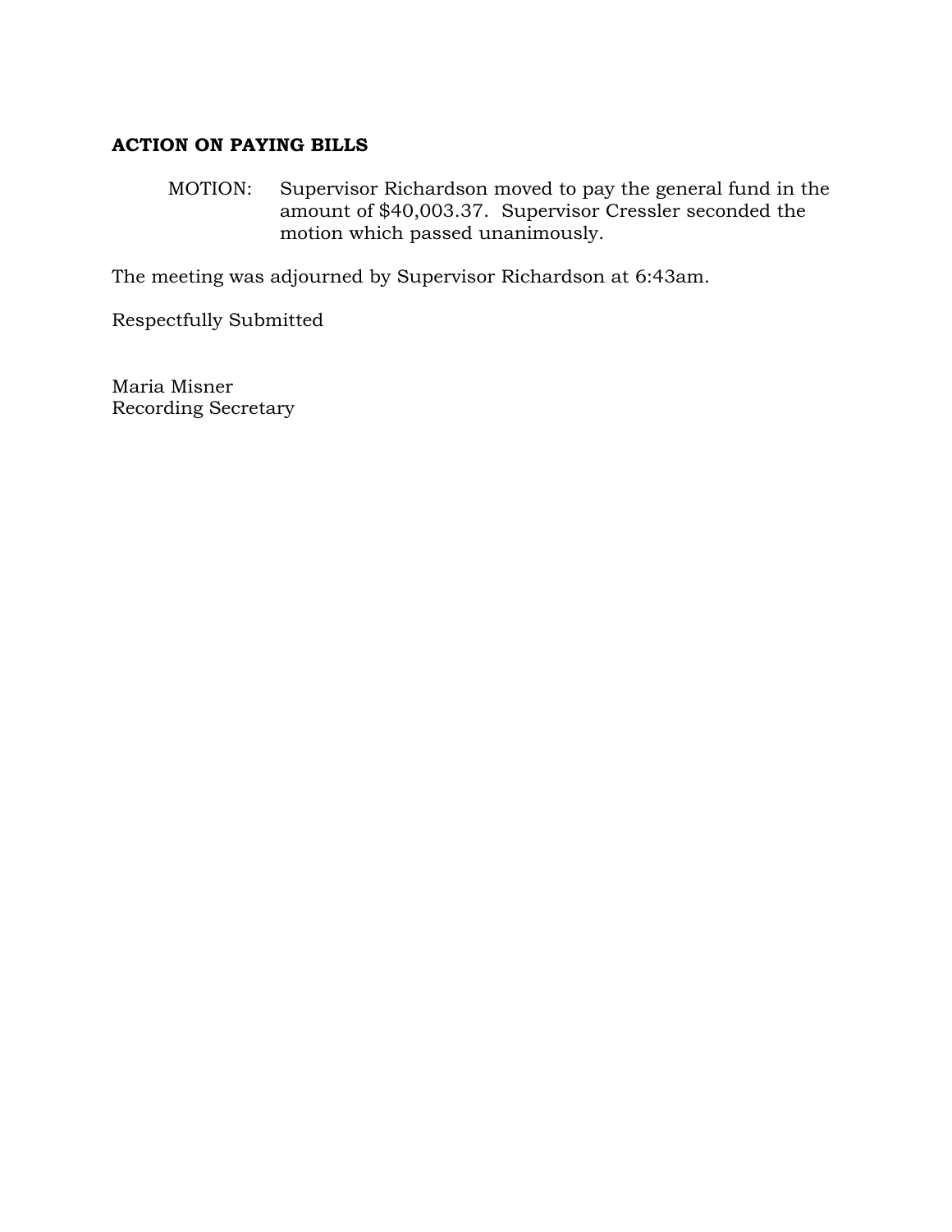**ACTION ON PAYING BILLS**

MOTION: Supervisor Richardson moved to pay the general fund in the amount of $40,003.37. Supervisor Cressler seconded the motion which passed unanimously.

The meeting was adjourned by Supervisor Richardson at 6:43am.

Respectfully Submitted

Maria Misner
Recording Secretary